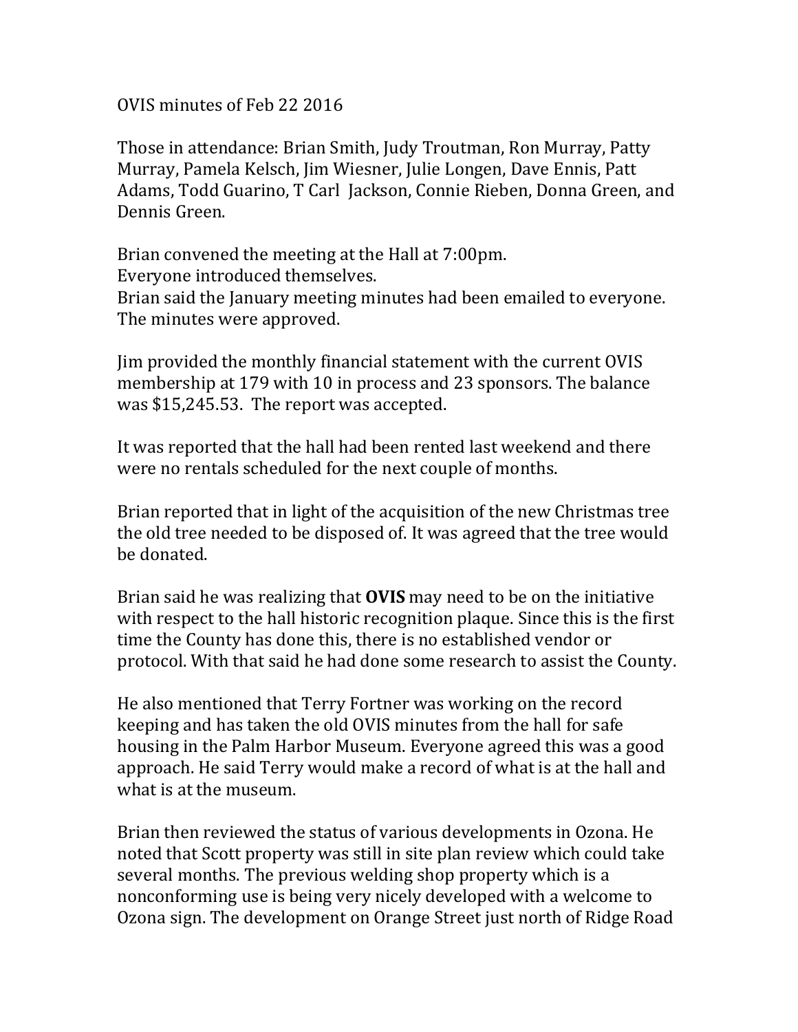OVIS minutes of Feb 22 2016

Those in attendance: Brian Smith, Judy Troutman, Ron Murray, Patty Murray, Pamela Kelsch, Jim Wiesner, Julie Longen, Dave Ennis, Patt Adams, Todd Guarino, T Carl Jackson, Connie Rieben, Donna Green, and Dennis Green.

Brian convened the meeting at the Hall at 7:00pm.
Everyone introduced themselves.
Brian said the January meeting minutes had been emailed to everyone. The minutes were approved.

Jim provided the monthly financial statement with the current OVIS membership at 179 with 10 in process and 23 sponsors. The balance was $15,245.53. The report was accepted.

It was reported that the hall had been rented last weekend and there were no rentals scheduled for the next couple of months.

Brian reported that in light of the acquisition of the new Christmas tree the old tree needed to be disposed of. It was agreed that the tree would be donated.

Brian said he was realizing that **OVIS** may need to be on the initiative with respect to the hall historic recognition plaque. Since this is the first time the County has done this, there is no established vendor or protocol. With that said he had done some research to assist the County.

He also mentioned that Terry Fortner was working on the record keeping and has taken the old OVIS minutes from the hall for safe housing in the Palm Harbor Museum. Everyone agreed this was a good approach. He said Terry would make a record of what is at the hall and what is at the museum.

Brian then reviewed the status of various developments in Ozona. He noted that Scott property was still in site plan review which could take several months. The previous welding shop property which is a nonconforming use is being very nicely developed with a welcome to Ozona sign. The development on Orange Street just north of Ridge Road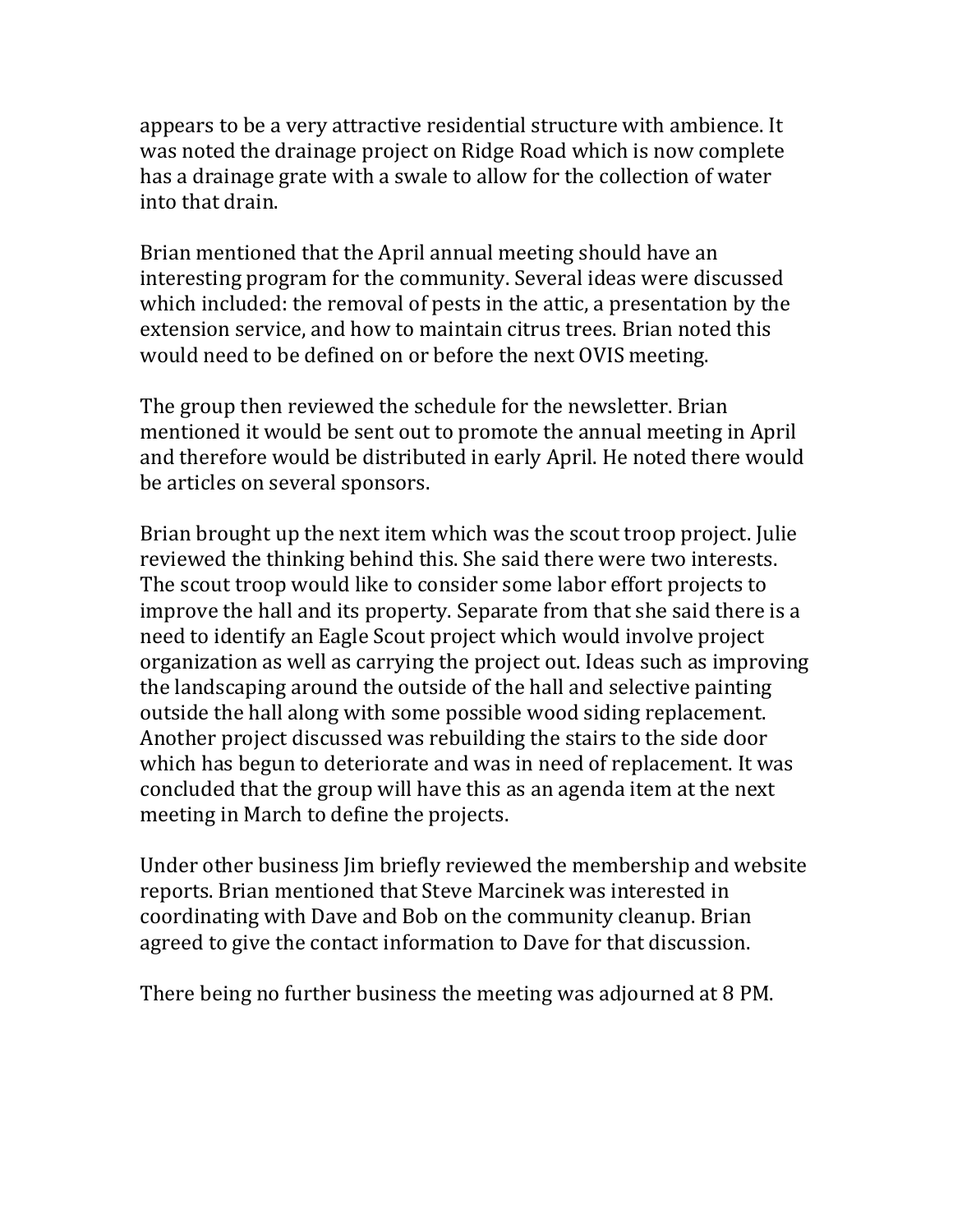appears to be a very attractive residential structure with ambience. It was noted the drainage project on Ridge Road which is now complete has a drainage grate with a swale to allow for the collection of water into that drain.

Brian mentioned that the April annual meeting should have an interesting program for the community. Several ideas were discussed which included: the removal of pests in the attic, a presentation by the extension service, and how to maintain citrus trees. Brian noted this would need to be defined on or before the next OVIS meeting.

The group then reviewed the schedule for the newsletter. Brian mentioned it would be sent out to promote the annual meeting in April and therefore would be distributed in early April. He noted there would be articles on several sponsors.

Brian brought up the next item which was the scout troop project. Julie reviewed the thinking behind this. She said there were two interests. The scout troop would like to consider some labor effort projects to improve the hall and its property. Separate from that she said there is a need to identify an Eagle Scout project which would involve project organization as well as carrying the project out. Ideas such as improving the landscaping around the outside of the hall and selective painting outside the hall along with some possible wood siding replacement. Another project discussed was rebuilding the stairs to the side door which has begun to deteriorate and was in need of replacement. It was concluded that the group will have this as an agenda item at the next meeting in March to define the projects.

Under other business Jim briefly reviewed the membership and website reports. Brian mentioned that Steve Marcinek was interested in coordinating with Dave and Bob on the community cleanup. Brian agreed to give the contact information to Dave for that discussion.

There being no further business the meeting was adjourned at 8 PM.